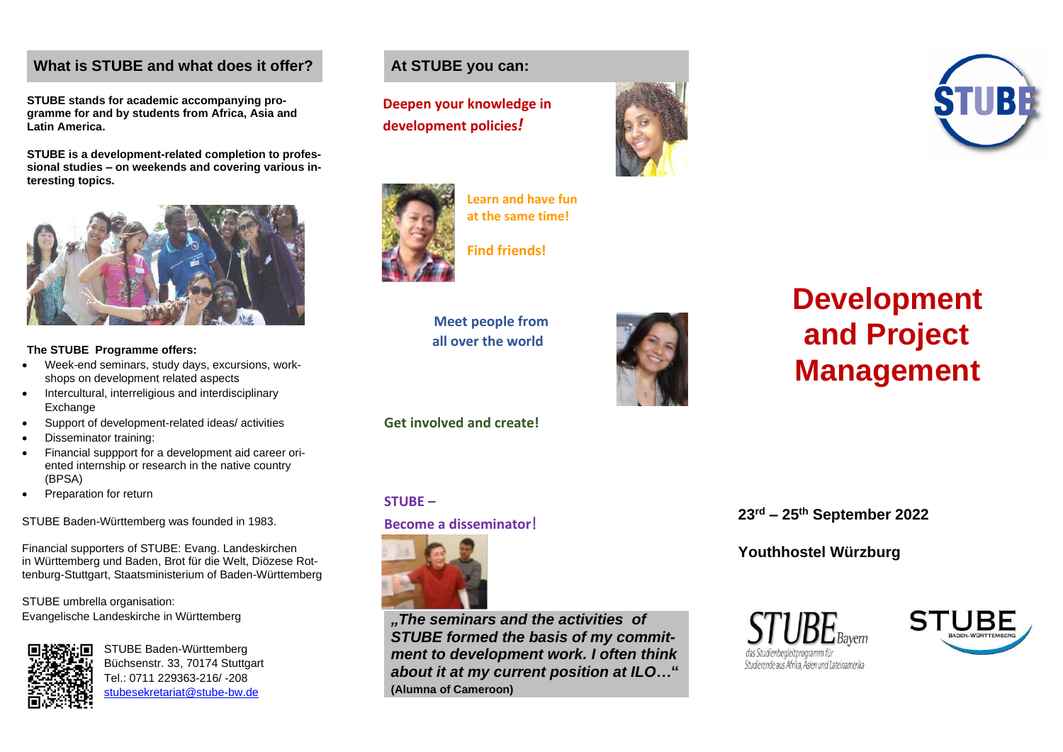## What is STUBE and what does it offer?

**STUBE stands for academic accompanying programme for and by students from Africa, Asia and Latin America.**

**STUBE is a development-related completion to professional studies – on weekends and covering various interesting topics.**

**The STUBE Programme offers:**

- Week-end seminars, study days, excursions, workshops on development related aspects
- Intercultural, interreligious and interdisciplinary Exchange
- Support of development-related ideas/ activities
- Disseminator training:
- Financial suppport for a development aid career oriented internship or research in the native country (BPSA)
- Preparation for return

STUBE Baden-Württemberg was founded in 1983.

Financial supporters of STUBE: Evang. Landeskirchen in Württemberg und Baden, Brot für die Welt, Diözese Rottenburg-Stuttgart, Staatsministerium of Baden-Württemberg

STUBE umbrella organisation:
Evangelische Landeskirche in Württemberg

STUBE Baden-Württemberg
Büchsenstr. 33, 70174 Stuttgart
Tel.: 0711 229363-216/ -208
stubesekretariat@stube-bw.de

## At STUBE you can:

**Deepen your knowledge in development policies!**

**Learn and have fun at the same time!**

**Find friends!**

**Meet people from all over the world**

**Get involved and create!**

**STUBE –**
**Become a disseminator!**

***„The seminars and the activities of STUBE formed the basis of my commitment to development work. I often think about it at my current position at ILO…“***
**(Alumna of Cameroon)**

STUBE

# Development and Project Management

**23rd – 25th September 2022**

**Youthhostel Würzburg**

STUBE Bayern
das Studienbegleitprogramm für Studierende aus Afrika, Asien und Lateinamerika

STUBE BADEN-WÜRTTEMBERG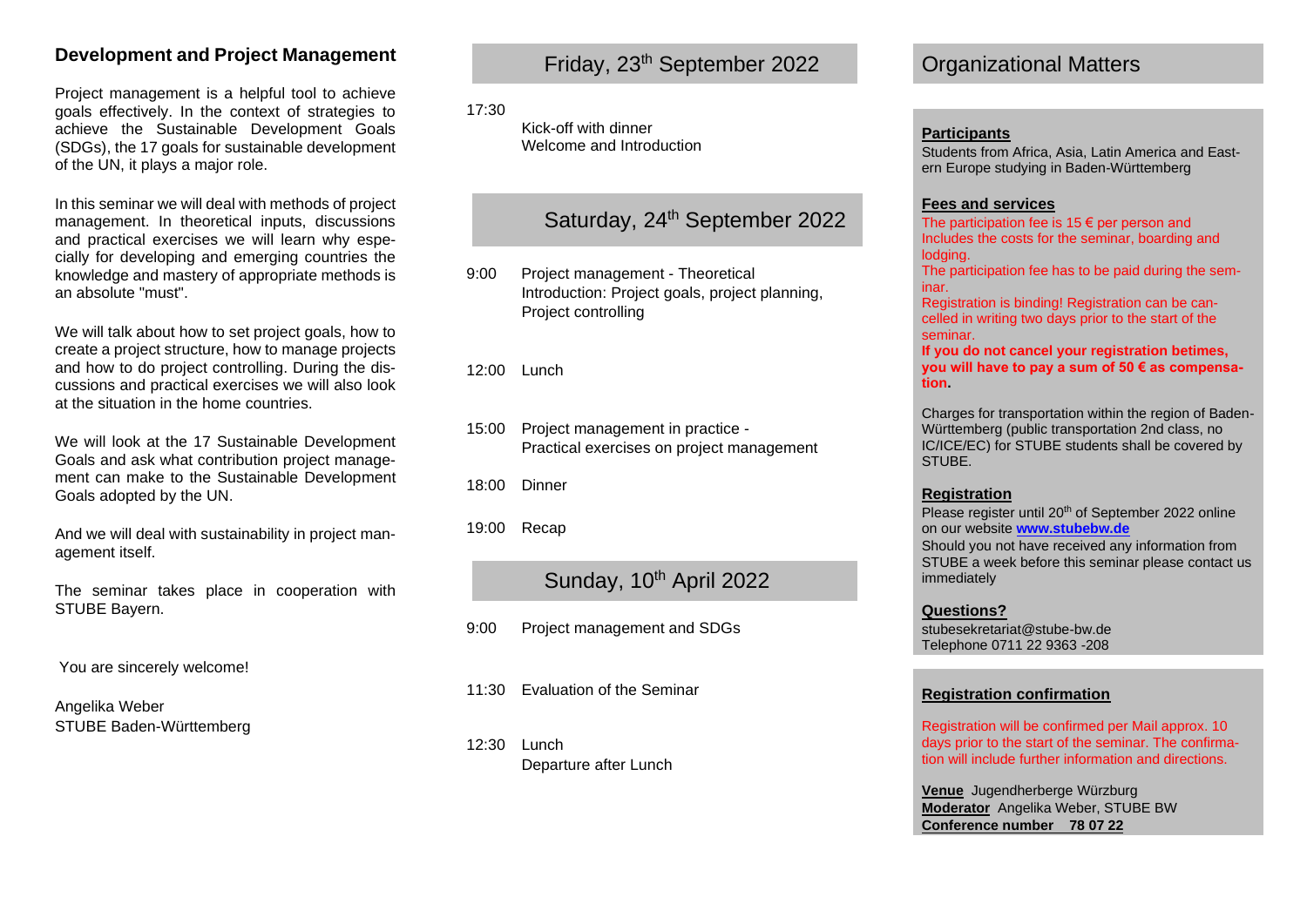## Development and Project Management

Project management is a helpful tool to achieve goals effectively. In the context of strategies to achieve the Sustainable Development Goals (SDGs), the 17 goals for sustainable development of the UN, it plays a major role.

In this seminar we will deal with methods of project management. In theoretical inputs, discussions and practical exercises we will learn why especially for developing and emerging countries the knowledge and mastery of appropriate methods is an absolute "must".

We will talk about how to set project goals, how to create a project structure, how to manage projects and how to do project controlling. During the discussions and practical exercises we will also look at the situation in the home countries.

We will look at the 17 Sustainable Development Goals and ask what contribution project management can make to the Sustainable Development Goals adopted by the UN.

And we will deal with sustainability in project management itself.

The seminar takes place in cooperation with STUBE Bayern.

You are sincerely welcome!

Angelika Weber
STUBE Baden-Württemberg

## Friday, 23th September 2022

17:30
Kick-off with dinner
Welcome and Introduction

## Saturday, 24th September 2022

9:00 Project management - Theoretical Introduction: Project goals, project planning, Project controlling

12:00 Lunch

15:00 Project management in practice - Practical exercises on project management

18:00 Dinner

19:00 Recap

## Sunday, 10th April 2022

9:00 Project management and SDGs

11:30 Evaluation of the Seminar

12:30 Lunch
Departure after Lunch

## Organizational Matters

**Participants**
Students from Africa, Asia, Latin America and Eastern Europe studying in Baden-Württemberg

**Fees and services**
The participation fee is 15 € per person and Includes the costs for the seminar, boarding and lodging.
The participation fee has to be paid during the seminar.
Registration is binding! Registration can be cancelled in writing two days prior to the start of the seminar.
**If you do not cancel your registration betimes, you will have to pay a sum of 50 € as compensation.**

Charges for transportation within the region of Baden-Württemberg (public transportation 2nd class, no IC/ICE/EC) for STUBE students shall be covered by STUBE.

**Registration**
Please register until 20th of September 2022 online on our website **www.stubebw.de**
Should you not have received any information from STUBE a week before this seminar please contact us immediately

**Questions?**
stubesekretariat@stube-bw.de
Telephone 0711 22 9363 -208

**Registration confirmation**

Registration will be confirmed per Mail approx. 10 days prior to the start of the seminar. The confirmation will include further information and directions.

**Venue** Jugendherberge Würzburg
**Moderator** Angelika Weber, STUBE BW
**Conference number 78 07 22**